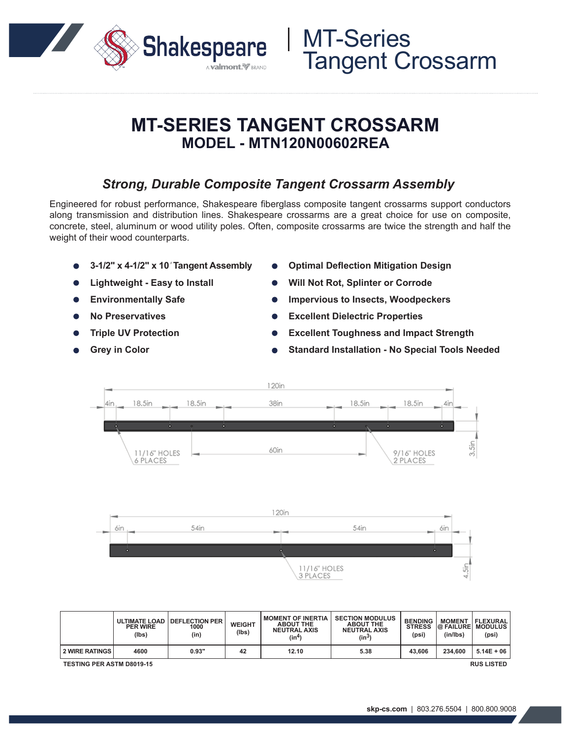# MT-Series Tangent Crossarm

## MT-SERIES TANGENT CROSSARM
### MODEL - MTN120N00602REA

### *Strong, Durable Composite Tangent Crossarm Assembly*

Engineered for robust performance, Shakespeare fiberglass composite tangent crossarms support conductors along transmission and distribution lines. Shakespeare crossarms are a great choice for use on composite, concrete, steel, aluminum or wood utility poles. Often, composite crossarms are twice the strength and half the weight of their wood counterparts.

- **3-1/2" x 4-1/2" x 10' Tangent Assembly**
- **Lightweight - Easy to Install**
- **Environmentally Safe**
- **No Preservatives**
- **Triple UV Protection**
- **Grey in Color**
- **Optimal Deflection Mitigation Design**
- **Will Not Rot, Splinter or Corrode**
- **Impervious to Insects, Woodpeckers**
- **Excellent Dielectric Properties**
- **Excellent Toughness and Impact Strength**
- **Standard Installation - No Special Tools Needed**

120in
4in | 18.5in | 18.5in | 38in | 18.5in | 18.5in | 4in
60in
11/16" HOLES 6 PLACES
9/16" HOLES 2 PLACES
3.5in

120in
6in | 54in | 54in | 6in
11/16" HOLES 3 PLACES
4.5in

| | ULTIMATE LOAD PER WIRE (lbs) | DEFLECTION PER 1000 (in) | WEIGHT (lbs) | MOMENT OF INERTIA ABOUT THE NEUTRAL AXIS ($in^4$) | SECTION MODULUS ABOUT THE NEUTRAL AXIS ($in^3$) | BENDING STRESS (psi) | MOMENT @ FAILURE (in/lbs) | FLEXURAL MODULUS (psi) |
|---|---|---|---|---|---|---|---|---|
| 2 WIRE RATINGS | 4600 | 0.93" | 42 | 12.10 | 5.38 | 43,606 | 234,600 | 5.14E + 06 |

TESTING PER ASTM D8019-15

RUS LISTED

**skp-cs.com** | 803.276.5504 | 800.800.9008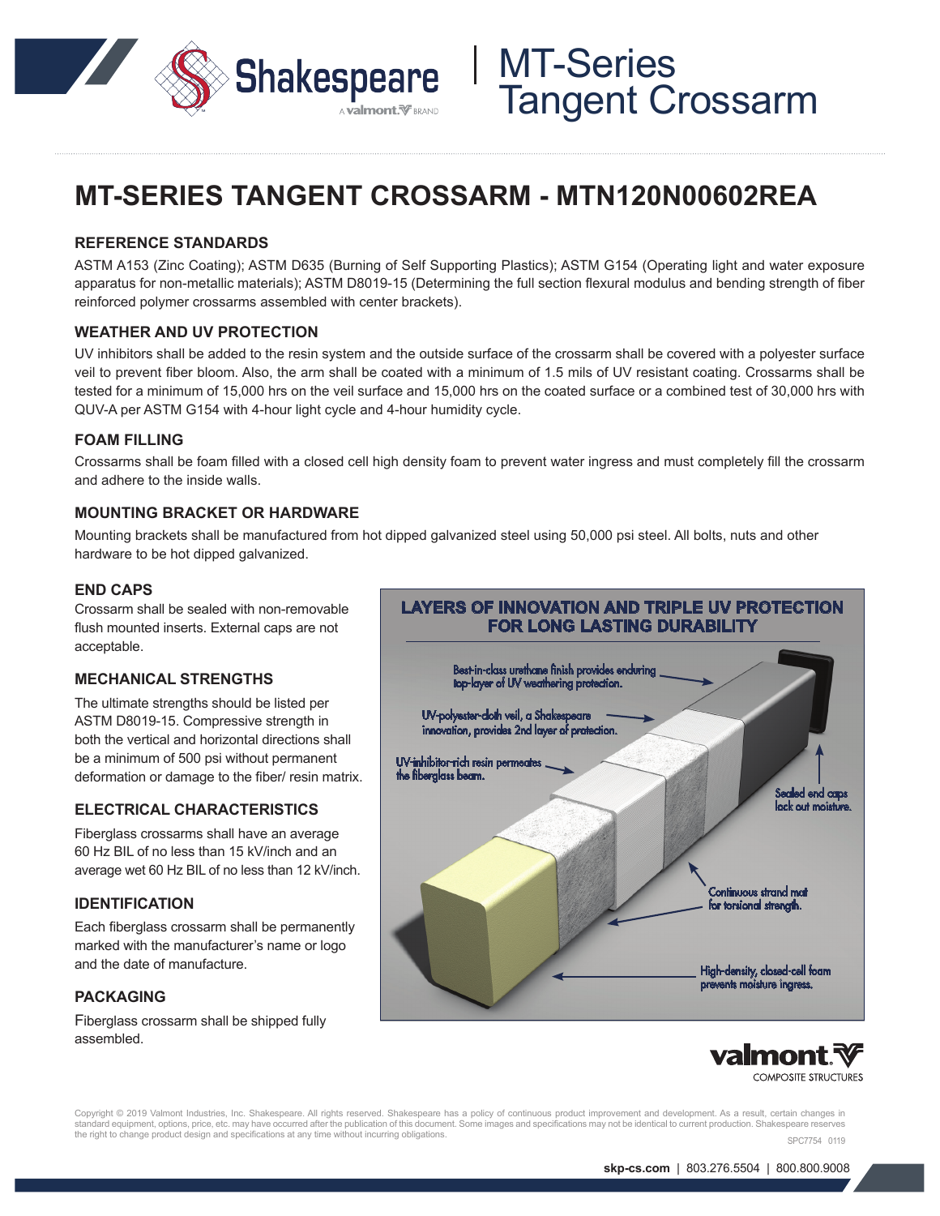# MT-SERIES TANGENT CROSSARM - MTN120N00602REA

## REFERENCE STANDARDS

ASTM A153 (Zinc Coating); ASTM D635 (Burning of Self Supporting Plastics); ASTM G154 (Operating light and water exposure apparatus for non-metallic materials); ASTM D8019-15 (Determining the full section flexural modulus and bending strength of fiber reinforced polymer crossarms assembled with center brackets).

## WEATHER AND UV PROTECTION

UV inhibitors shall be added to the resin system and the outside surface of the crossarm shall be covered with a polyester surface veil to prevent fiber bloom. Also, the arm shall be coated with a minimum of 1.5 mils of UV resistant coating. Crossarms shall be tested for a minimum of 15,000 hrs on the veil surface and 15,000 hrs on the coated surface or a combined test of 30,000 hrs with QUV-A per ASTM G154 with 4-hour light cycle and 4-hour humidity cycle.

## FOAM FILLING

Crossarms shall be foam filled with a closed cell high density foam to prevent water ingress and must completely fill the crossarm and adhere to the inside walls.

## MOUNTING BRACKET OR HARDWARE

Mounting brackets shall be manufactured from hot dipped galvanized steel using 50,000 psi steel. All bolts, nuts and other hardware to be hot dipped galvanized.

## END CAPS

Crossarm shall be sealed with non-removable flush mounted inserts. External caps are not acceptable.

## MECHANICAL STRENGTHS

The ultimate strengths should be listed per ASTM D8019-15. Compressive strength in both the vertical and horizontal directions shall be a minimum of 500 psi without permanent deformation or damage to the fiber/ resin matrix.

## ELECTRICAL CHARACTERISTICS

Fiberglass crossarms shall have an average 60 Hz BIL of no less than 15 kV/inch and an average wet 60 Hz BIL of no less than 12 kV/inch.

## IDENTIFICATION

Each fiberglass crossarm shall be permanently marked with the manufacturer's name or logo and the date of manufacture.

## PACKAGING

Fiberglass crossarm shall be shipped fully assembled.

**LAYERS OF INNOVATION AND TRIPLE UV PROTECTION FOR LONG LASTING DURABILITY**

Best-in-class urethane finish provides enduring top-layer of UV weathering protection.

UV-polyester-cloth veil, a Shakespeare innovation, provides 2nd layer of protection.

UV-inhibitor-rich resin permeates the fiberglass beam.

Sealed end caps lock out moisture.

Continuous strand mat for torsional strength.

High-density, closed-cell foam prevents moisture ingress.

Copyright © 2019 Valmont Industries, Inc. Shakespeare. All rights reserved. Shakespeare has a policy of continuous product improvement and development. As a result, certain changes in standard equipment, options, price, etc. may have occurred after the publication of this document. Some images and specifications may not be identical to current production. Shakespeare reserves the right to change product design and specifications at any time without incurring obligations.

SPC7754 0119

skp-cs.com | 803.276.5504 | 800.800.9008